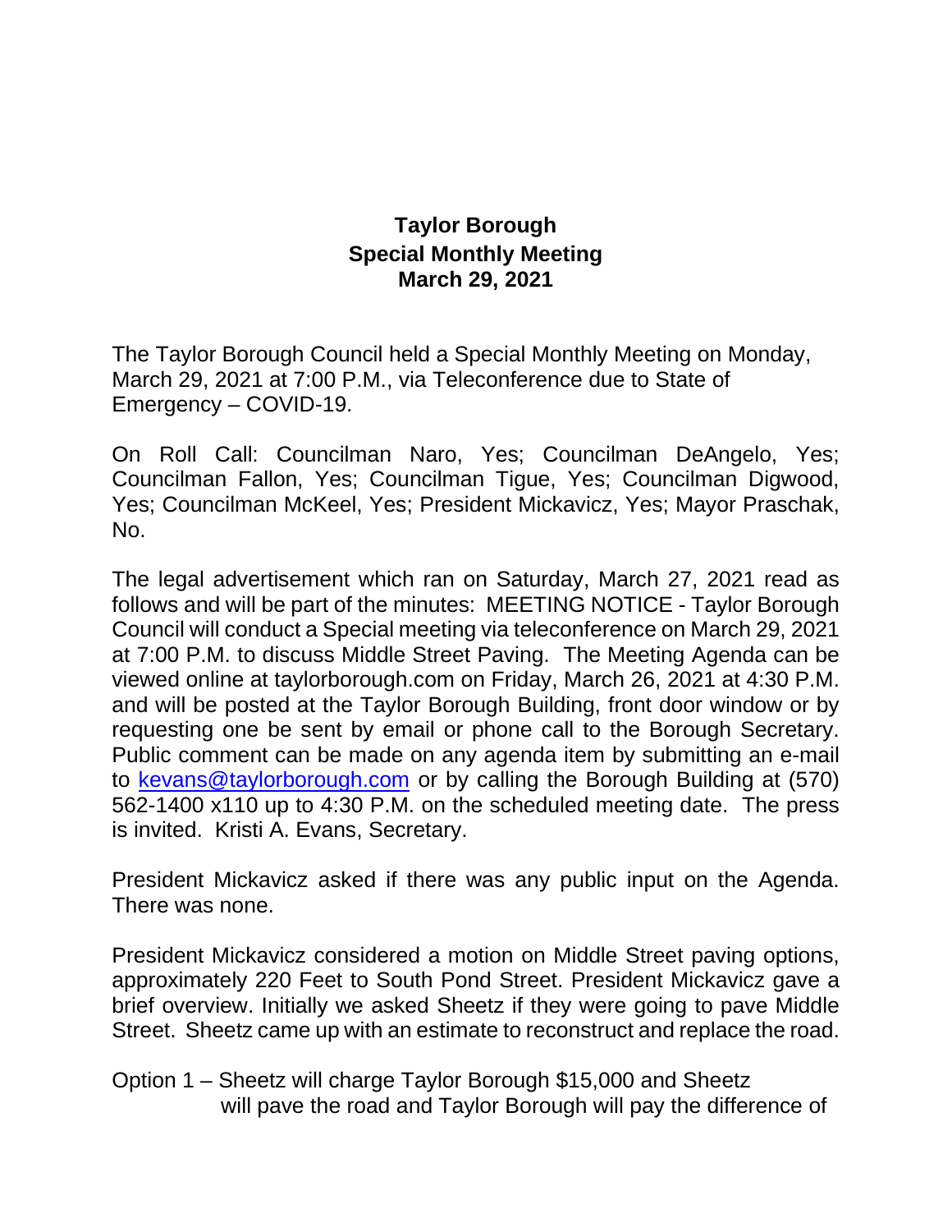**Taylor Borough**
**Special Monthly Meeting**
**March 29, 2021**

The Taylor Borough Council held a Special Monthly Meeting on Monday, March 29, 2021 at 7:00 P.M., via Teleconference due to State of Emergency – COVID-19.

On Roll Call: Councilman Naro, Yes; Councilman DeAngelo, Yes; Councilman Fallon, Yes; Councilman Tigue, Yes; Councilman Digwood, Yes; Councilman McKeel, Yes; President Mickavicz, Yes; Mayor Praschak, No.

The legal advertisement which ran on Saturday, March 27, 2021 read as follows and will be part of the minutes: MEETING NOTICE - Taylor Borough Council will conduct a Special meeting via teleconference on March 29, 2021 at 7:00 P.M. to discuss Middle Street Paving. The Meeting Agenda can be viewed online at taylorborough.com on Friday, March 26, 2021 at 4:30 P.M. and will be posted at the Taylor Borough Building, front door window or by requesting one be sent by email or phone call to the Borough Secretary. Public comment can be made on any agenda item by submitting an e-mail to kevans@taylorborough.com or by calling the Borough Building at (570) 562-1400 x110 up to 4:30 P.M. on the scheduled meeting date. The press is invited. Kristi A. Evans, Secretary.

President Mickavicz asked if there was any public input on the Agenda. There was none.

President Mickavicz considered a motion on Middle Street paving options, approximately 220 Feet to South Pond Street. President Mickavicz gave a brief overview. Initially we asked Sheetz if they were going to pave Middle Street. Sheetz came up with an estimate to reconstruct and replace the road.

Option 1 – Sheetz will charge Taylor Borough $15,000 and Sheetz will pave the road and Taylor Borough will pay the difference of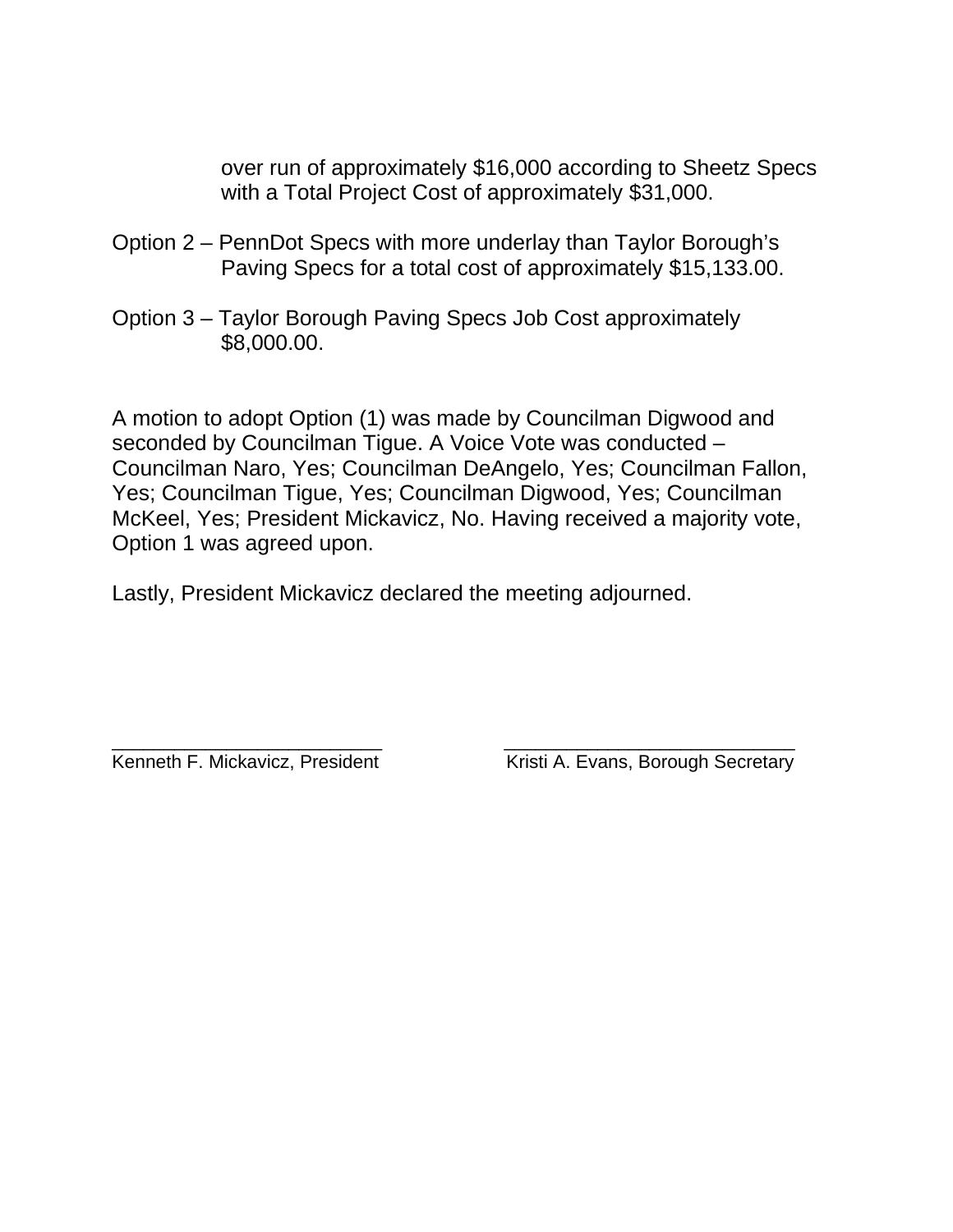over run of approximately $16,000 according to Sheetz Specs with a Total Project Cost of approximately $31,000.

Option 2 – PennDot Specs with more underlay than Taylor Borough's Paving Specs for a total cost of approximately $15,133.00.

Option 3 – Taylor Borough Paving Specs Job Cost approximately $8,000.00.

A motion to adopt Option (1) was made by Councilman Digwood and seconded by Councilman Tigue. A Voice Vote was conducted – Councilman Naro, Yes; Councilman DeAngelo, Yes; Councilman Fallon, Yes; Councilman Tigue, Yes; Councilman Digwood, Yes; Councilman McKeel, Yes; President Mickavicz, No. Having received a majority vote, Option 1 was agreed upon.

Lastly, President Mickavicz declared the meeting adjourned.

_________________________ Kenneth F. Mickavicz, President

_________________________ Kristi A. Evans, Borough Secretary